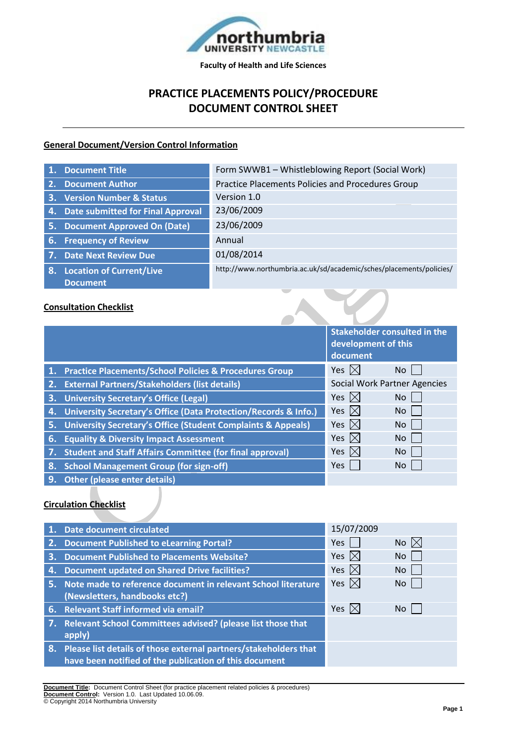**northumbria UNIVERSITY NEWCASTLE**

**Faculty of Health and Life Sciences**

# PRACTICE PLACEMENTS POLICY/PROCEDURE DOCUMENT CONTROL SHEET

## General Document/Version Control Information

| | |
|---|---|
| 1. Document Title | Form SWWB1 – Whistleblowing Report (Social Work) |
| 2. Document Author | Practice Placements Policies and Procedures Group |
| 3. Version Number & Status | Version 1.0 |
| 4. Date submitted for Final Approval | 23/06/2009 |
| 5. Document Approved On (Date) | 23/06/2009 |
| 6. Frequency of Review | Annual |
| 7. Date Next Review Due | 01/08/2014 |
| 8. Location of Current/Live Document | http://www.northumbria.ac.uk/sd/academic/sches/placements/policies/ |

## Consultation Checklist

| | Stakeholder consulted in the development of this document | |
|---|---|---|
| 1. Practice Placements/School Policies & Procedures Group | Yes ☒ | No ☐ |
| 2. External Partners/Stakeholders (list details) | Social Work Partner Agencies | |
| 3. University Secretary's Office (Legal) | Yes ☒ | No ☐ |
| 4. University Secretary's Office (Data Protection/Records & Info.) | Yes ☒ | No ☐ |
| 5. University Secretary's Office (Student Complaints & Appeals) | Yes ☒ | No ☐ |
| 6. Equality & Diversity Impact Assessment | Yes ☒ | No ☐ |
| 7. Student and Staff Affairs Committee (for final approval) | Yes ☒ | No ☐ |
| 8. School Management Group (for sign-off) | Yes ☐ | No ☐ |
| 9. Other (please enter details) | | |

## Circulation Checklist

| | | |
|---|---|---|
| 1. Date document circulated | 15/07/2009 | |
| 2. Document Published to eLearning Portal? | Yes ☐ | No ☒ |
| 3. Document Published to Placements Website? | Yes ☒ | No ☐ |
| 4. Document updated on Shared Drive facilities? | Yes ☒ | No ☐ |
| 5. Note made to reference document in relevant School literature (Newsletters, handbooks etc?) | Yes ☒ | No ☐ |
| 6. Relevant Staff informed via email? | Yes ☒ | No ☐ |
| 7. Relevant School Committees advised? (please list those that apply) | | |
| 8. Please list details of those external partners/stakeholders that have been notified of the publication of this document | | |

**Document Title**: Document Control Sheet (for practice placement related policies & procedures)
**Document Control:** Version 1.0. Last Updated 10.06.09.
© Copyright 2014 Northumbria University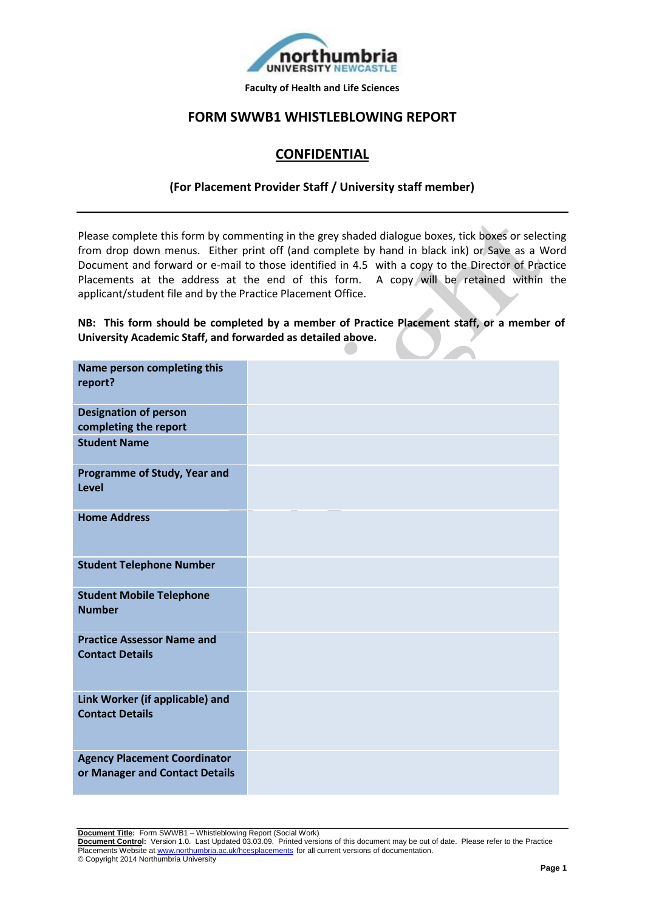Faculty of Health and Life Sciences

# FORM SWWB1 WHISTLEBLOWING REPORT

## CONFIDENTIAL

### (For Placement Provider Staff / University staff member)

Please complete this form by commenting in the grey shaded dialogue boxes, tick boxes or selecting from drop down menus. Either print off (and complete by hand in black ink) or Save as a Word Document and forward or e-mail to those identified in 4.5 with a copy to the Director of Practice Placements at the address at the end of this form. A copy will be retained within the applicant/student file and by the Practice Placement Office.

**NB: This form should be completed by a member of Practice Placement staff, or a member of University Academic Staff, and forwarded as detailed above.**

| | |
|---|---|
| **Name person completing this report?** | |
| **Designation of person completing the report** | |
| **Student Name** | |
| **Programme of Study, Year and Level** | |
| **Home Address** | |
| **Student Telephone Number** | |
| **Student Mobile Telephone Number** | |
| **Practice Assessor Name and Contact Details** | |
| **Link Worker (if applicable) and Contact Details** | |
| **Agency Placement Coordinator or Manager and Contact Details** | |

**Document Title:** Form SWWB1 – Whistleblowing Report (Social Work)
**Document Control:** Version 1.0. Last Updated 03.03.09. Printed versions of this document may be out of date. Please refer to the Practice Placements Website at www.northumbria.ac.uk/hcesplacements for all current versions of documentation.
© Copyright 2014 Northumbria University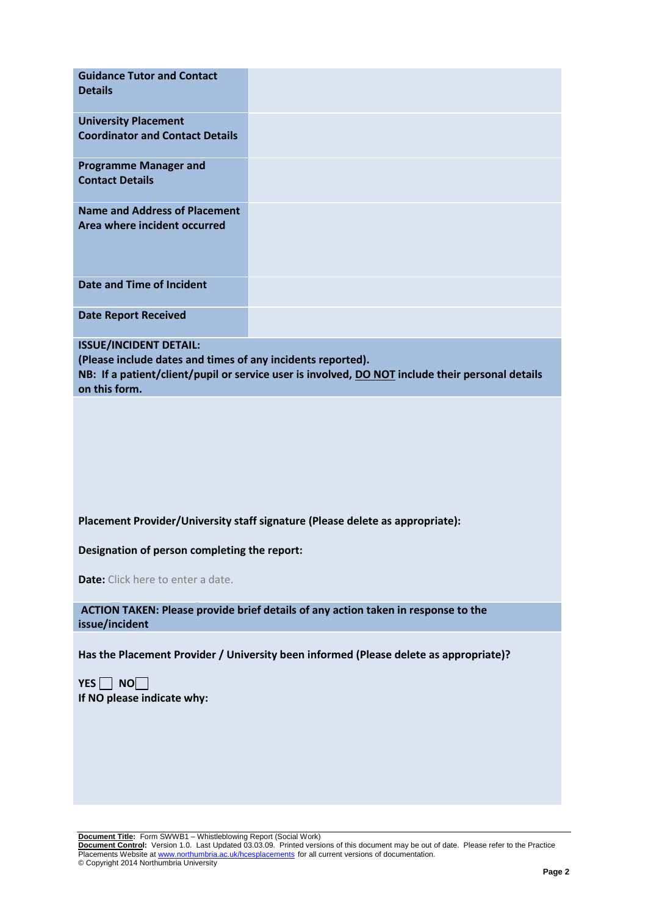| **Guidance Tutor and Contact Details** | |
|---|---|
| **University Placement Coordinator and Contact Details** | |
| **Programme Manager and Contact Details** | |
| **Name and Address of Placement Area where incident occurred** | |
| **Date and Time of Incident** | |
| **Date Report Received** | |

**ISSUE/INCIDENT DETAIL:**
**(Please include dates and times of any incidents reported).**
**NB: If a patient/client/pupil or service user is involved, DO NOT include their personal details on this form.**

**Placement Provider/University staff signature (Please delete as appropriate):**

**Designation of person completing the report:**

**Date:** Click here to enter a date.

**ACTION TAKEN: Please provide brief details of any action taken in response to the issue/incident**

**Has the Placement Provider / University been informed (Please delete as appropriate)?**

**YES** ☐ **NO** ☐
**If NO please indicate why:**

**Document Title:** Form SWWB1 – Whistleblowing Report (Social Work)
**Document Control:** Version 1.0. Last Updated 03.03.09. Printed versions of this document may be out of date. Please refer to the Practice Placements Website at www.northumbria.ac.uk/hcesplacements for all current versions of documentation.
© Copyright 2014 Northumbria University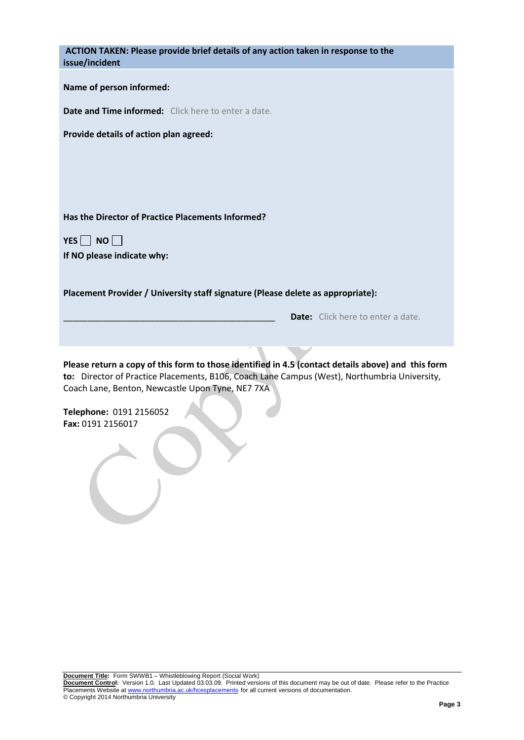**ACTION TAKEN: Please provide brief details of any action taken in response to the issue/incident**

**Name of person informed:**

**Date and Time informed:** Click here to enter a date.

**Provide details of action plan agreed:**

**Has the Director of Practice Placements Informed?**

**YES** ☐ **NO** ☐

**If NO please indicate why:**

**Placement Provider / University staff signature (Please delete as appropriate):**

_____________________________________________ **Date:** Click here to enter a date.

**Please return a copy of this form to those identified in 4.5 (contact details above) and this form to:** Director of Practice Placements, B106, Coach Lane Campus (West), Northumbria University, Coach Lane, Benton, Newcastle Upon Tyne, NE7 7XA

**Telephone:** 0191 2156052
**Fax:** 0191 2156017